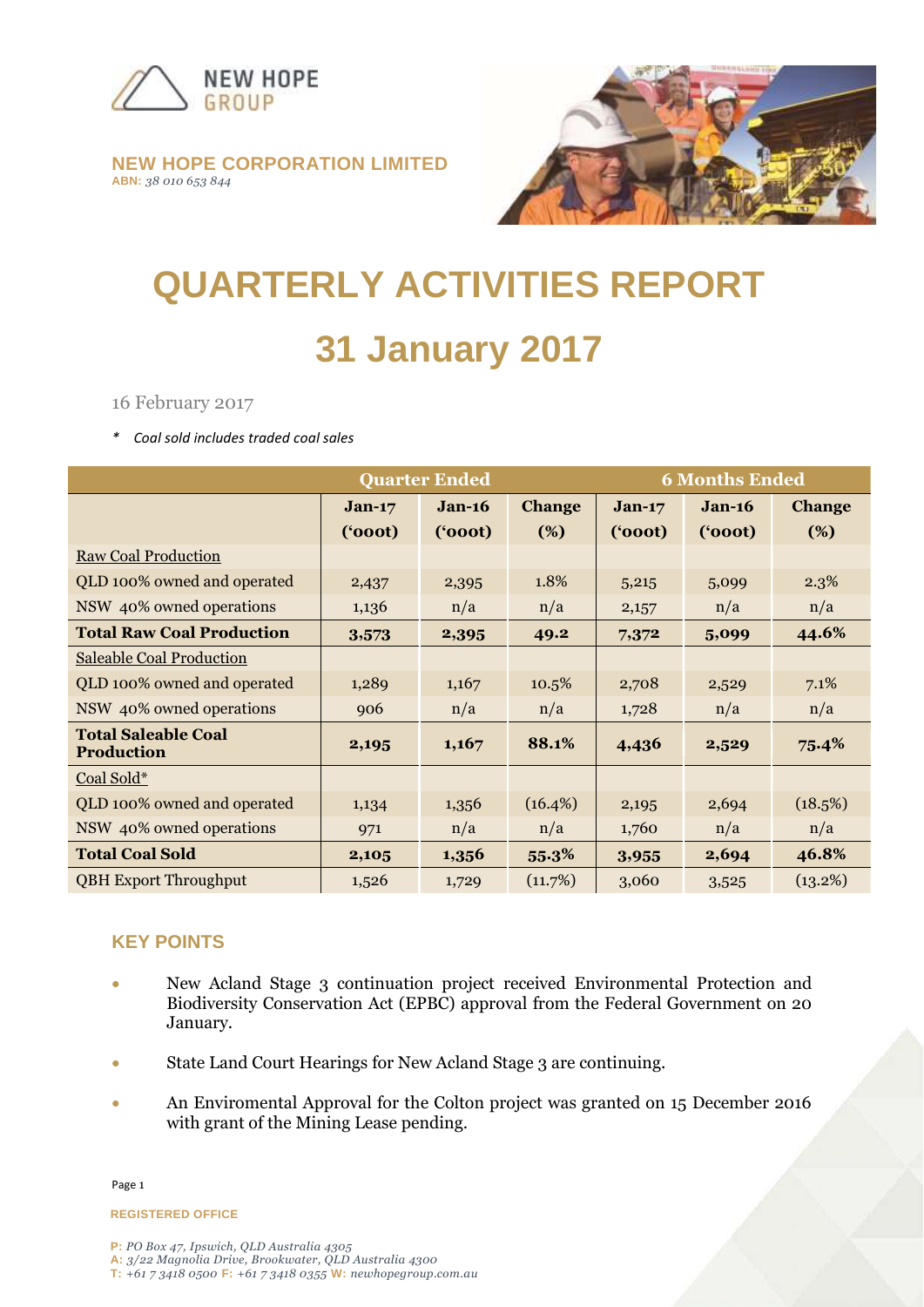NEW HOPE GROUP

**NEW HOPE CORPORATION LIMITED**
**ABN:** *38 010 653 844*

# QUARTERLY ACTIVITIES REPORT

# 31 January 2017

16 February 2017

*\*   Coal sold includes traded coal sales*

| | Quarter Ended | | | 6 Months Ended | | |
|---|---|---|---|---|---|---|
| | **Jan-17 ('000t)** | **Jan-16 ('000t)** | **Change (%)** | **Jan-17 ('000t)** | **Jan-16 ('000t)** | **Change (%)** |
| Raw Coal Production | | | | | | |
| QLD 100% owned and operated | 2,437 | 2,395 | 1.8% | 5,215 | 5,099 | 2.3% |
| NSW 40% owned operations | 1,136 | n/a | n/a | 2,157 | n/a | n/a |
| **Total Raw Coal Production** | **3,573** | **2,395** | **49.2** | **7,372** | **5,099** | **44.6%** |
| Saleable Coal Production | | | | | | |
| QLD 100% owned and operated | 1,289 | 1,167 | 10.5% | 2,708 | 2,529 | 7.1% |
| NSW 40% owned operations | 906 | n/a | n/a | 1,728 | n/a | n/a |
| **Total Saleable Coal Production** | **2,195** | **1,167** | **88.1%** | **4,436** | **2,529** | **75.4%** |
| Coal Sold* | | | | | | |
| QLD 100% owned and operated | 1,134 | 1,356 | (16.4%) | 2,195 | 2,694 | (18.5%) |
| NSW 40% owned operations | 971 | n/a | n/a | 1,760 | n/a | n/a |
| **Total Coal Sold** | **2,105** | **1,356** | **55.3%** | **3,955** | **2,694** | **46.8%** |
| QBH Export Throughput | 1,526 | 1,729 | (11.7%) | 3,060 | 3,525 | (13.2%) |

## KEY POINTS

- New Acland Stage 3 continuation project received Environmental Protection and Biodiversity Conservation Act (EPBC) approval from the Federal Government on 20 January.
- State Land Court Hearings for New Acland Stage 3 are continuing.
- An Enviromental Approval for the Colton project was granted on 15 December 2016 with grant of the Mining Lease pending.

**REGISTERED OFFICE**

**P:** *PO Box 47, Ipswich, QLD Australia 4305*
**A:** *3/22 Magnolia Drive, Brookwater, QLD Australia 4300*
**T:** *+61 7 3418 0500* **F:** *+61 7 3418 0355* **W:** *newhopegroup.com.au*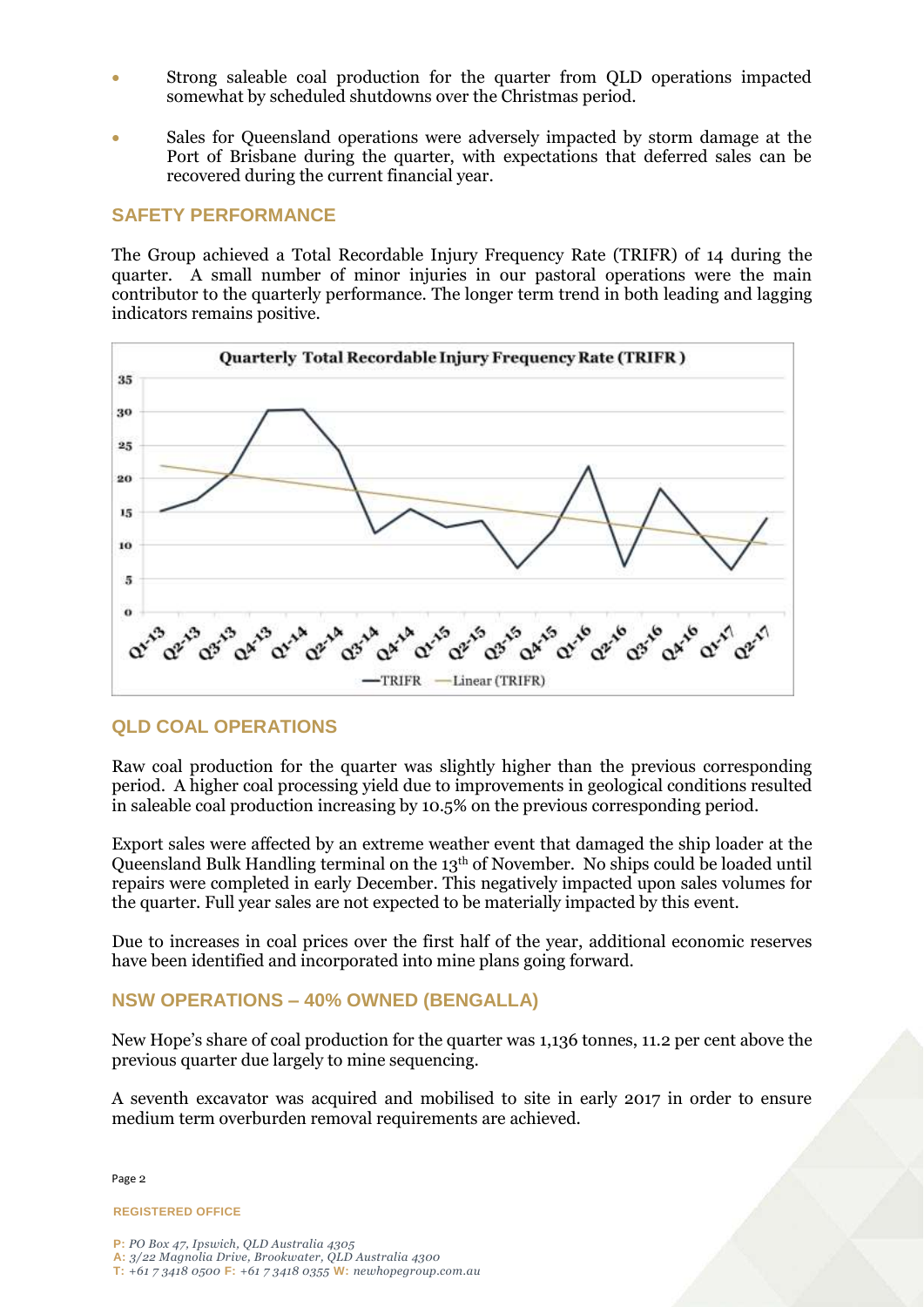- Strong saleable coal production for the quarter from QLD operations impacted somewhat by scheduled shutdowns over the Christmas period.
- Sales for Queensland operations were adversely impacted by storm damage at the Port of Brisbane during the quarter, with expectations that deferred sales can be recovered during the current financial year.

## SAFETY PERFORMANCE

The Group achieved a Total Recordable Injury Frequency Rate (TRIFR) of 14 during the quarter. A small number of minor injuries in our pastoral operations were the main contributor to the quarterly performance. The longer term trend in both leading and lagging indicators remains positive.

**Quarterly Total Recordable Injury Frequency Rate (TRIFR)**

## QLD COAL OPERATIONS

Raw coal production for the quarter was slightly higher than the previous corresponding period. A higher coal processing yield due to improvements in geological conditions resulted in saleable coal production increasing by 10.5% on the previous corresponding period.

Export sales were affected by an extreme weather event that damaged the ship loader at the Queensland Bulk Handling terminal on the 13th of November. No ships could be loaded until repairs were completed in early December. This negatively impacted upon sales volumes for the quarter. Full year sales are not expected to be materially impacted by this event.

Due to increases in coal prices over the first half of the year, additional economic reserves have been identified and incorporated into mine plans going forward.

## NSW OPERATIONS – 40% OWNED (BENGALLA)

New Hope's share of coal production for the quarter was 1,136 tonnes, 11.2 per cent above the previous quarter due largely to mine sequencing.

A seventh excavator was acquired and mobilised to site in early 2017 in order to ensure medium term overburden removal requirements are achieved.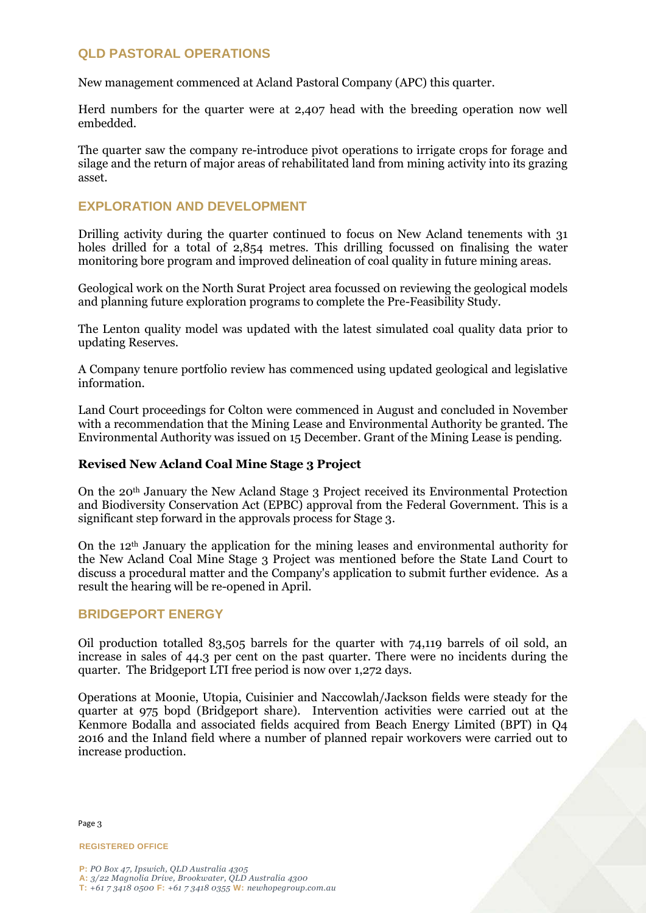## QLD PASTORAL OPERATIONS

New management commenced at Acland Pastoral Company (APC) this quarter.

Herd numbers for the quarter were at 2,407 head with the breeding operation now well embedded.

The quarter saw the company re-introduce pivot operations to irrigate crops for forage and silage and the return of major areas of rehabilitated land from mining activity into its grazing asset.

## EXPLORATION AND DEVELOPMENT

Drilling activity during the quarter continued to focus on New Acland tenements with 31 holes drilled for a total of 2,854 metres. This drilling focussed on finalising the water monitoring bore program and improved delineation of coal quality in future mining areas.

Geological work on the North Surat Project area focussed on reviewing the geological models and planning future exploration programs to complete the Pre-Feasibility Study.

The Lenton quality model was updated with the latest simulated coal quality data prior to updating Reserves.

A Company tenure portfolio review has commenced using updated geological and legislative information.

Land Court proceedings for Colton were commenced in August and concluded in November with a recommendation that the Mining Lease and Environmental Authority be granted. The Environmental Authority was issued on 15 December. Grant of the Mining Lease is pending.

### Revised New Acland Coal Mine Stage 3 Project

On the 20th January the New Acland Stage 3 Project received its Environmental Protection and Biodiversity Conservation Act (EPBC) approval from the Federal Government. This is a significant step forward in the approvals process for Stage 3.

On the 12th January the application for the mining leases and environmental authority for the New Acland Coal Mine Stage 3 Project was mentioned before the State Land Court to discuss a procedural matter and the Company's application to submit further evidence. As a result the hearing will be re-opened in April.

## BRIDGEPORT ENERGY

Oil production totalled 83,505 barrels for the quarter with 74,119 barrels of oil sold, an increase in sales of 44.3 per cent on the past quarter. There were no incidents during the quarter. The Bridgeport LTI free period is now over 1,272 days.

Operations at Moonie, Utopia, Cuisinier and Naccowlah/Jackson fields were steady for the quarter at 975 bopd (Bridgeport share). Intervention activities were carried out at the Kenmore Bodalla and associated fields acquired from Beach Energy Limited (BPT) in Q4 2016 and the Inland field where a number of planned repair workovers were carried out to increase production.

**REGISTERED OFFICE**

P: PO Box 47, Ipswich, QLD Australia 4305
A: 3/22 Magnolia Drive, Brookwater, QLD Australia 4300
T: +61 7 3418 0500 F: +61 7 3418 0355 W: newhopegroup.com.au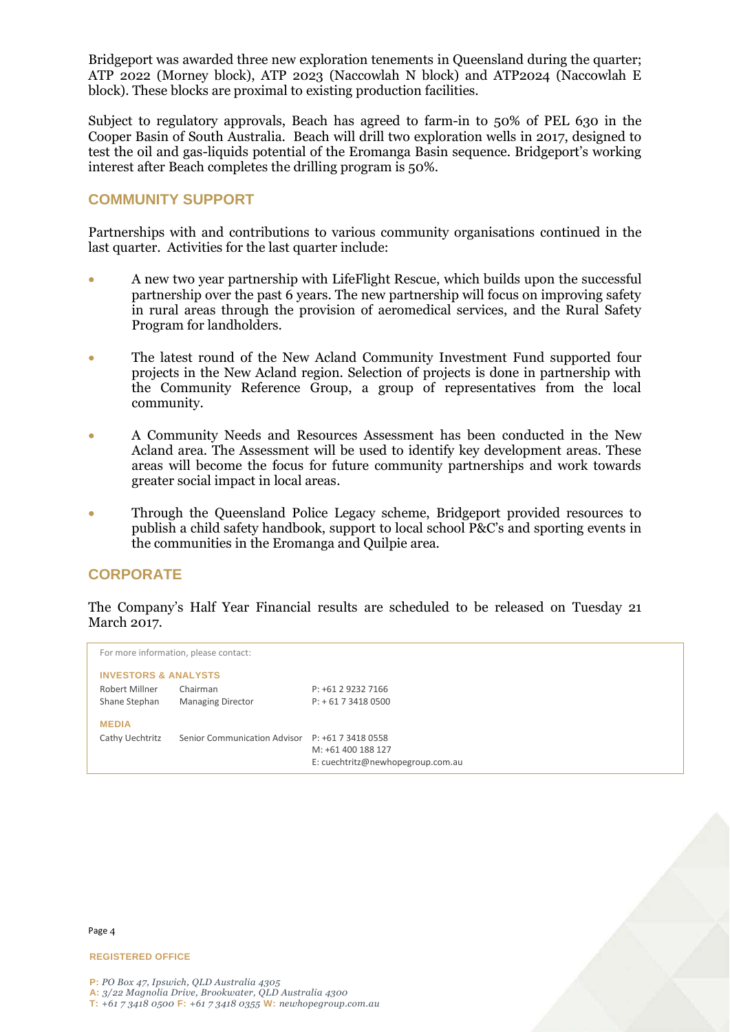Bridgeport was awarded three new exploration tenements in Queensland during the quarter; ATP 2022 (Morney block), ATP 2023 (Naccowlah N block) and ATP2024 (Naccowlah E block). These blocks are proximal to existing production facilities.

Subject to regulatory approvals, Beach has agreed to farm-in to 50% of PEL 630 in the Cooper Basin of South Australia. Beach will drill two exploration wells in 2017, designed to test the oil and gas-liquids potential of the Eromanga Basin sequence. Bridgeport's working interest after Beach completes the drilling program is 50%.

## COMMUNITY SUPPORT

Partnerships with and contributions to various community organisations continued in the last quarter. Activities for the last quarter include:

- A new two year partnership with LifeFlight Rescue, which builds upon the successful partnership over the past 6 years. The new partnership will focus on improving safety in rural areas through the provision of aeromedical services, and the Rural Safety Program for landholders.
- The latest round of the New Acland Community Investment Fund supported four projects in the New Acland region. Selection of projects is done in partnership with the Community Reference Group, a group of representatives from the local community.
- A Community Needs and Resources Assessment has been conducted in the New Acland area. The Assessment will be used to identify key development areas. These areas will become the focus for future community partnerships and work towards greater social impact in local areas.
- Through the Queensland Police Legacy scheme, Bridgeport provided resources to publish a child safety handbook, support to local school P&C's and sporting events in the communities in the Eromanga and Quilpie area.

## CORPORATE

The Company's Half Year Financial results are scheduled to be released on Tuesday 21 March 2017.

For more information, please contact:

**INVESTORS & ANALYSTS**

| | | |
|---|---|---|
| Robert Millner | Chairman | P: +61 2 9232 7166 |
| Shane Stephan | Managing Director | P: + 61 7 3418 0500 |

**MEDIA**

| | | |
|---|---|---|
| Cathy Uechtritz | Senior Communication Advisor | P: +61 7 3418 0558<br>M: +61 400 188 127<br>E: cuechtritz@newhopegroup.com.au |

**REGISTERED OFFICE**

*P: PO Box 47, Ipswich, QLD Australia 4305*
*A: 3/22 Magnolia Drive, Brookwater, QLD Australia 4300*
*T: +61 7 3418 0500 F: +61 7 3418 0355 W: newhopegroup.com.au*